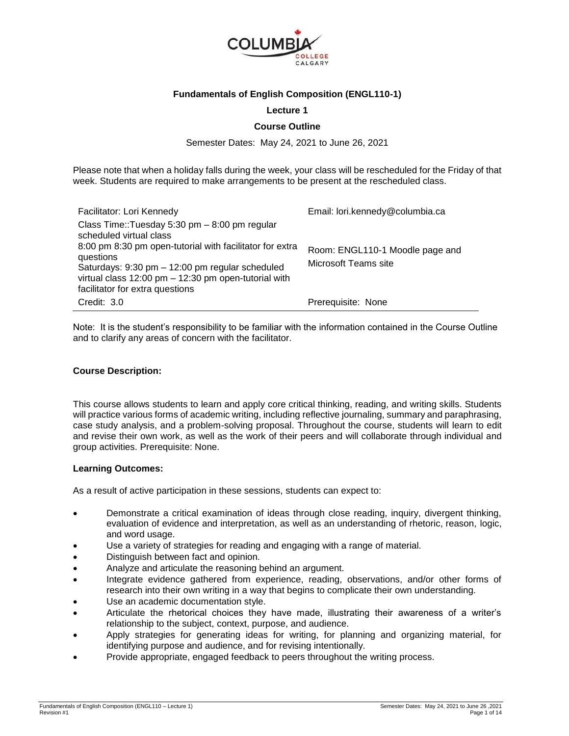**Fundamentals of English Composition (ENGL110-1)**

**Lecture 1**

**Course Outline**

Semester Dates: May 24, 2021 to June 26, 2021

Please note that when a holiday falls during the week, your class will be rescheduled for the Friday of that week. Students are required to make arrangements to be present at the rescheduled class.

| | |
|---|---|
| Facilitator: Lori Kennedy | Email: lori.kennedy@columbia.ca |
| Class Time::Tuesday 5:30 pm – 8:00 pm regular scheduled virtual class<br>8:00 pm 8:30 pm open-tutorial with facilitator for extra questions<br>Saturdays: 9:30 pm – 12:00 pm regular scheduled virtual class 12:00 pm – 12:30 pm open-tutorial with facilitator for extra questions | Room: ENGL110-1 Moodle page and Microsoft Teams site |
| Credit: 3.0 | Prerequisite: None |

Note: It is the student's responsibility to be familiar with the information contained in the Course Outline and to clarify any areas of concern with the facilitator.

**Course Description:**

This course allows students to learn and apply core critical thinking, reading, and writing skills. Students will practice various forms of academic writing, including reflective journaling, summary and paraphrasing, case study analysis, and a problem-solving proposal. Throughout the course, students will learn to edit and revise their own work, as well as the work of their peers and will collaborate through individual and group activities. Prerequisite: None.

**Learning Outcomes:**

As a result of active participation in these sessions, students can expect to:

- Demonstrate a critical examination of ideas through close reading, inquiry, divergent thinking, evaluation of evidence and interpretation, as well as an understanding of rhetoric, reason, logic, and word usage.
- Use a variety of strategies for reading and engaging with a range of material.
- Distinguish between fact and opinion.
- Analyze and articulate the reasoning behind an argument.
- Integrate evidence gathered from experience, reading, observations, and/or other forms of research into their own writing in a way that begins to complicate their own understanding.
- Use an academic documentation style.
- Articulate the rhetorical choices they have made, illustrating their awareness of a writer's relationship to the subject, context, purpose, and audience.
- Apply strategies for generating ideas for writing, for planning and organizing material, for identifying purpose and audience, and for revising intentionally.
- Provide appropriate, engaged feedback to peers throughout the writing process.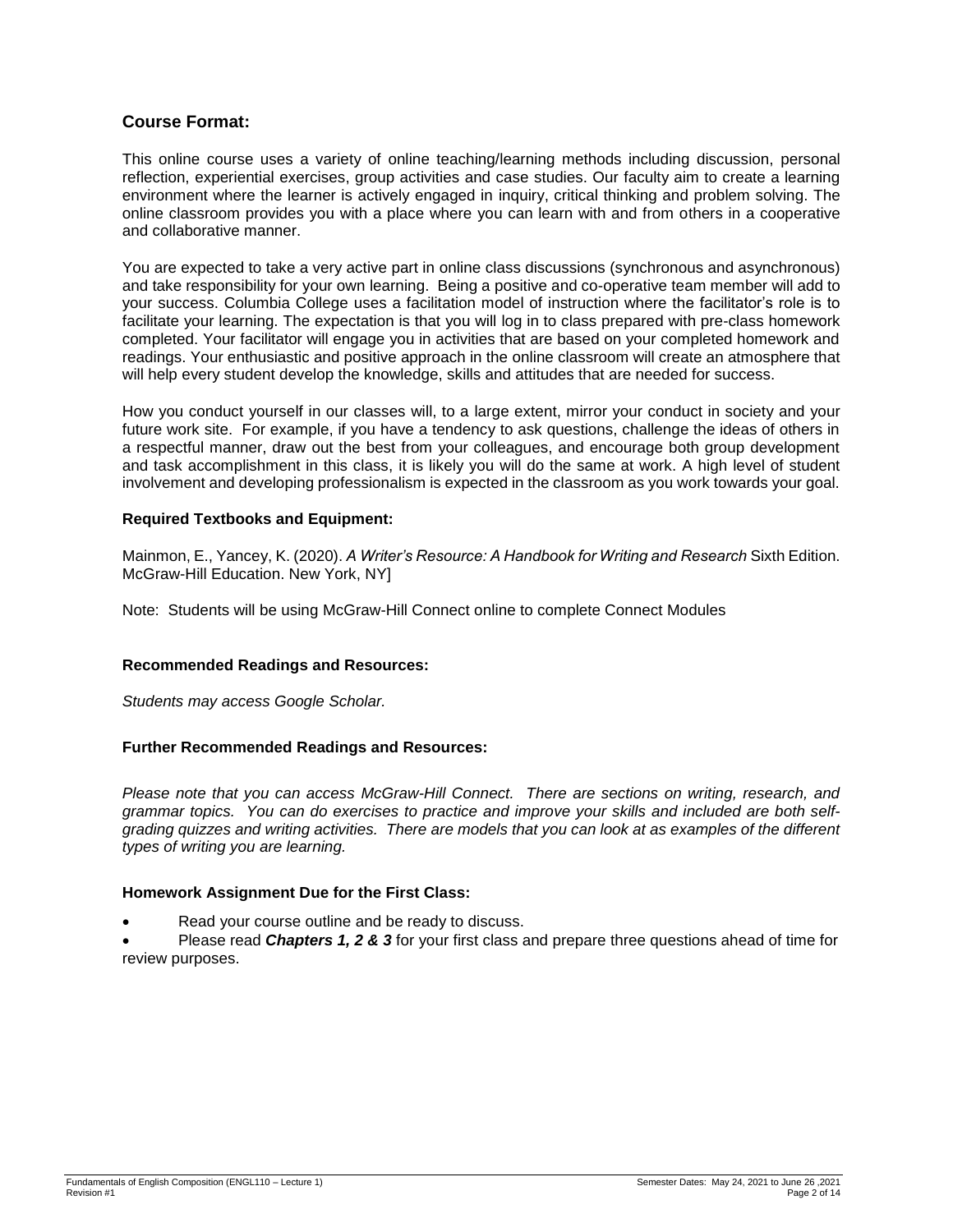## Course Format:

This online course uses a variety of online teaching/learning methods including discussion, personal reflection, experiential exercises, group activities and case studies. Our faculty aim to create a learning environment where the learner is actively engaged in inquiry, critical thinking and problem solving. The online classroom provides you with a place where you can learn with and from others in a cooperative and collaborative manner.

You are expected to take a very active part in online class discussions (synchronous and asynchronous) and take responsibility for your own learning. Being a positive and co-operative team member will add to your success. Columbia College uses a facilitation model of instruction where the facilitator's role is to facilitate your learning. The expectation is that you will log in to class prepared with pre-class homework completed. Your facilitator will engage you in activities that are based on your completed homework and readings. Your enthusiastic and positive approach in the online classroom will create an atmosphere that will help every student develop the knowledge, skills and attitudes that are needed for success.

How you conduct yourself in our classes will, to a large extent, mirror your conduct in society and your future work site. For example, if you have a tendency to ask questions, challenge the ideas of others in a respectful manner, draw out the best from your colleagues, and encourage both group development and task accomplishment in this class, it is likely you will do the same at work. A high level of student involvement and developing professionalism is expected in the classroom as you work towards your goal.

### Required Textbooks and Equipment:

Mainmon, E., Yancey, K. (2020). *A Writer's Resource: A Handbook for Writing and Research* Sixth Edition. McGraw-Hill Education. New York, NY]

Note: Students will be using McGraw-Hill Connect online to complete Connect Modules

### Recommended Readings and Resources:

*Students may access Google Scholar.*

### Further Recommended Readings and Resources:

*Please note that you can access McGraw-Hill Connect. There are sections on writing, research, and grammar topics. You can do exercises to practice and improve your skills and included are both self-grading quizzes and writing activities. There are models that you can look at as examples of the different types of writing you are learning.*

### Homework Assignment Due for the First Class:

- Read your course outline and be ready to discuss.
- Please read ***Chapters 1, 2 & 3*** for your first class and prepare three questions ahead of time for review purposes.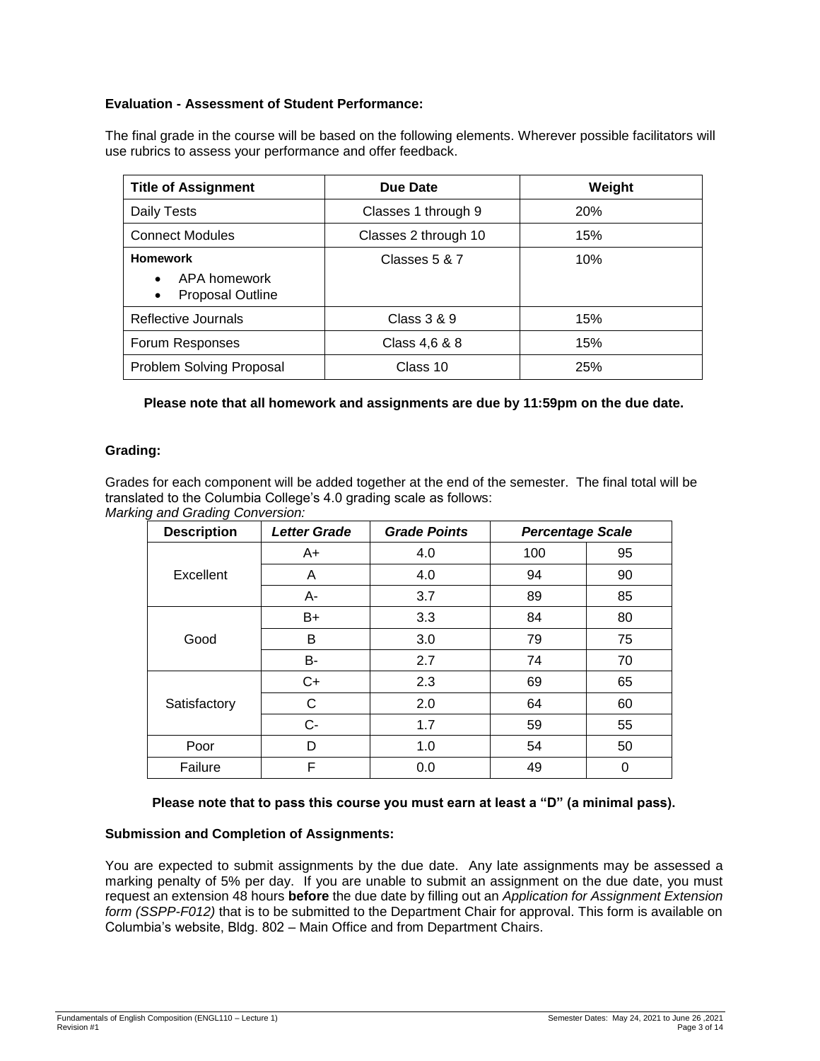**Evaluation - Assessment of Student Performance:**

The final grade in the course will be based on the following elements. Wherever possible facilitators will use rubrics to assess your performance and offer feedback.

| Title of Assignment | Due Date | Weight |
|---|---|---|
| Daily Tests | Classes 1 through 9 | 20% |
| Connect Modules | Classes 2 through 10 | 15% |
| **Homework**<br>• APA homework<br>• Proposal Outline | Classes 5 & 7 | 10% |
| Reflective Journals | Class 3 & 9 | 15% |
| Forum Responses | Class 4,6 & 8 | 15% |
| Problem Solving Proposal | Class 10 | 25% |

**Please note that all homework and assignments are due by 11:59pm on the due date.**

**Grading:**

Grades for each component will be added together at the end of the semester. The final total will be translated to the Columbia College's 4.0 grading scale as follows:

*Marking and Grading Conversion:*

| Description | *Letter Grade* | *Grade Points* | *Percentage Scale* | |
|---|---|---|---|---|
| Excellent | A+ | 4.0 | 100 | 95 |
| | A | 4.0 | 94 | 90 |
| | A- | 3.7 | 89 | 85 |
| Good | B+ | 3.3 | 84 | 80 |
| | B | 3.0 | 79 | 75 |
| | B- | 2.7 | 74 | 70 |
| Satisfactory | C+ | 2.3 | 69 | 65 |
| | C | 2.0 | 64 | 60 |
| | C- | 1.7 | 59 | 55 |
| Poor | D | 1.0 | 54 | 50 |
| Failure | F | 0.0 | 49 | 0 |

**Please note that to pass this course you must earn at least a "D" (a minimal pass).**

**Submission and Completion of Assignments:**

You are expected to submit assignments by the due date. Any late assignments may be assessed a marking penalty of 5% per day. If you are unable to submit an assignment on the due date, you must request an extension 48 hours **before** the due date by filling out an *Application for Assignment Extension form (SSPP-F012)* that is to be submitted to the Department Chair for approval. This form is available on Columbia's website, Bldg. 802 – Main Office and from Department Chairs.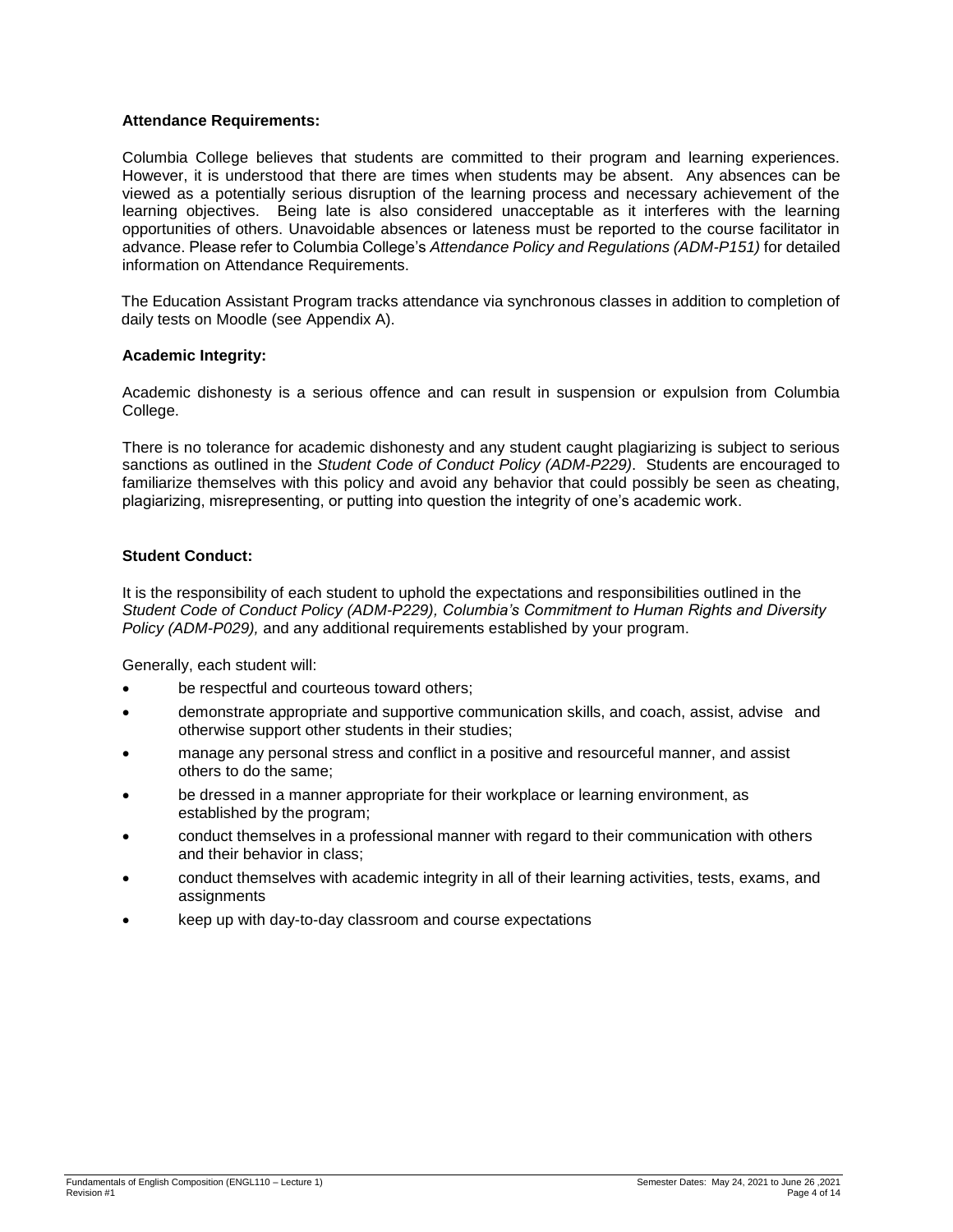**Attendance Requirements:**

Columbia College believes that students are committed to their program and learning experiences. However, it is understood that there are times when students may be absent. Any absences can be viewed as a potentially serious disruption of the learning process and necessary achievement of the learning objectives. Being late is also considered unacceptable as it interferes with the learning opportunities of others. Unavoidable absences or lateness must be reported to the course facilitator in advance. Please refer to Columbia College's *Attendance Policy and Regulations (ADM-P151)* for detailed information on Attendance Requirements.

The Education Assistant Program tracks attendance via synchronous classes in addition to completion of daily tests on Moodle (see Appendix A).

**Academic Integrity:**

Academic dishonesty is a serious offence and can result in suspension or expulsion from Columbia College.

There is no tolerance for academic dishonesty and any student caught plagiarizing is subject to serious sanctions as outlined in the *Student Code of Conduct Policy (ADM-P229)*. Students are encouraged to familiarize themselves with this policy and avoid any behavior that could possibly be seen as cheating, plagiarizing, misrepresenting, or putting into question the integrity of one's academic work.

**Student Conduct:**

It is the responsibility of each student to uphold the expectations and responsibilities outlined in the *Student Code of Conduct Policy (ADM-P229), Columbia's Commitment to Human Rights and Diversity Policy (ADM-P029),* and any additional requirements established by your program.

Generally, each student will:

- be respectful and courteous toward others;
- demonstrate appropriate and supportive communication skills, and coach, assist, advise and otherwise support other students in their studies;
- manage any personal stress and conflict in a positive and resourceful manner, and assist others to do the same;
- be dressed in a manner appropriate for their workplace or learning environment, as established by the program;
- conduct themselves in a professional manner with regard to their communication with others and their behavior in class;
- conduct themselves with academic integrity in all of their learning activities, tests, exams, and assignments
- keep up with day-to-day classroom and course expectations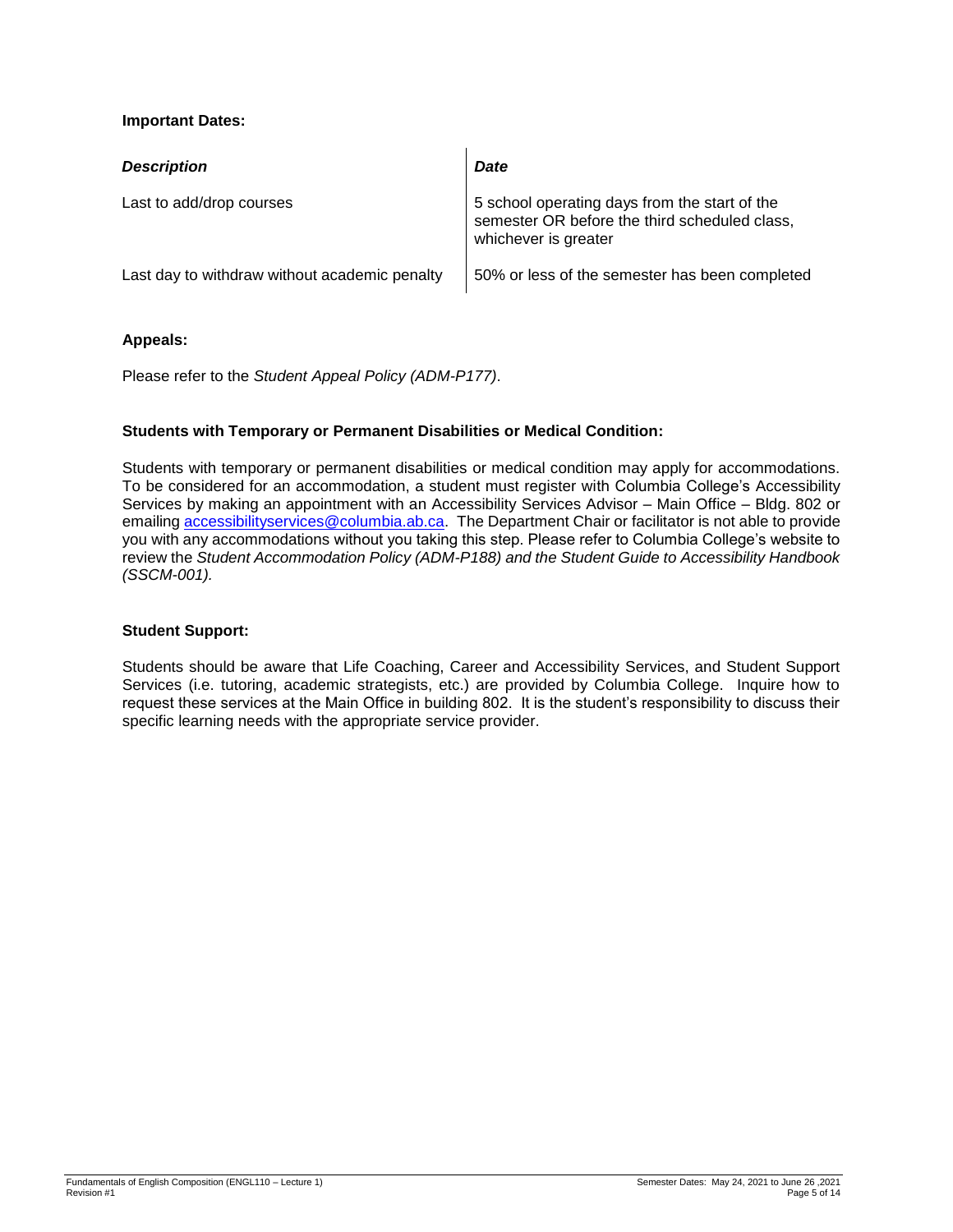**Important Dates:**

| *Description* | *Date* |
|---|---|
| Last to add/drop courses | 5 school operating days from the start of the semester OR before the third scheduled class, whichever is greater |
| Last day to withdraw without academic penalty | 50% or less of the semester has been completed |

**Appeals:**

Please refer to the *Student Appeal Policy (ADM-P177)*.

**Students with Temporary or Permanent Disabilities or Medical Condition:**

Students with temporary or permanent disabilities or medical condition may apply for accommodations. To be considered for an accommodation, a student must register with Columbia College's Accessibility Services by making an appointment with an Accessibility Services Advisor – Main Office – Bldg. 802 or emailing accessibilityservices@columbia.ab.ca. The Department Chair or facilitator is not able to provide you with any accommodations without you taking this step. Please refer to Columbia College's website to review the *Student Accommodation Policy (ADM-P188) and the Student Guide to Accessibility Handbook (SSCM-001).*

**Student Support:**

Students should be aware that Life Coaching, Career and Accessibility Services, and Student Support Services (i.e. tutoring, academic strategists, etc.) are provided by Columbia College. Inquire how to request these services at the Main Office in building 802. It is the student's responsibility to discuss their specific learning needs with the appropriate service provider.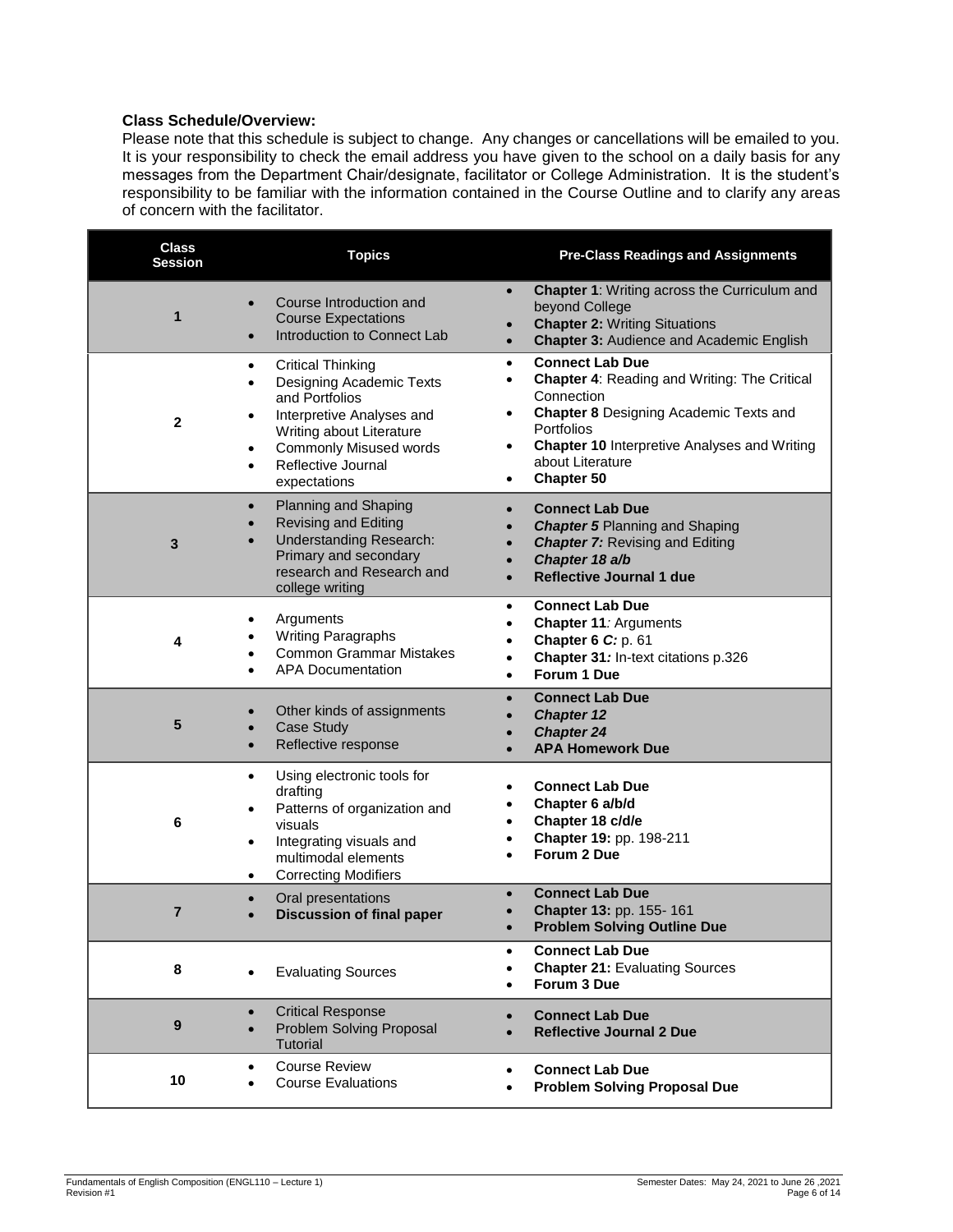**Class Schedule/Overview:**

Please note that this schedule is subject to change. Any changes or cancellations will be emailed to you. It is your responsibility to check the email address you have given to the school on a daily basis for any messages from the Department Chair/designate, facilitator or College Administration. It is the student's responsibility to be familiar with the information contained in the Course Outline and to clarify any areas of concern with the facilitator.

| Class Session | Topics | Pre-Class Readings and Assignments |
|---|---|---|
| 1 | • Course Introduction and Course Expectations<br>• Introduction to Connect Lab | • **Chapter 1**: Writing across the Curriculum and beyond College<br>• **Chapter 2:** Writing Situations<br>• **Chapter 3:** Audience and Academic English |
| 2 | • Critical Thinking<br>• Designing Academic Texts and Portfolios<br>• Interpretive Analyses and Writing about Literature<br>• Commonly Misused words<br>• Reflective Journal expectations | • **Connect Lab Due**<br>• **Chapter 4**: Reading and Writing: The Critical Connection<br>• **Chapter 8** Designing Academic Texts and Portfolios<br>• **Chapter 10** Interpretive Analyses and Writing about Literature<br>• **Chapter 50** |
| 3 | • Planning and Shaping<br>• Revising and Editing<br>• Understanding Research: Primary and secondary research and Research and college writing | • **Connect Lab Due**<br>• ***Chapter 5*** Planning and Shaping<br>• ***Chapter 7:*** Revising and Editing<br>• ***Chapter 18 a/b***<br>• **Reflective Journal 1 due** |
| 4 | • Arguments<br>• Writing Paragraphs<br>• Common Grammar Mistakes<br>• APA Documentation | • **Connect Lab Due**<br>• **Chapter 11***:* Arguments<br>• **Chapter 6 *C:*** p. 61<br>• **Chapter 31***:* In-text citations p.326<br>• **Forum 1 Due** |
| 5 | • Other kinds of assignments<br>• Case Study<br>• Reflective response | • **Connect Lab Due**<br>• ***Chapter 12***<br>• ***Chapter 24***<br>• **APA Homework Due** |
| 6 | • Using electronic tools for drafting<br>• Patterns of organization and visuals<br>• Integrating visuals and multimodal elements<br>• Correcting Modifiers | • **Connect Lab Due**<br>• **Chapter 6 a/b/d**<br>• **Chapter 18 c/d/e**<br>• **Chapter 19:** pp. 198-211<br>• **Forum 2 Due** |
| 7 | • Oral presentations<br>• **Discussion of final paper** | • **Connect Lab Due**<br>• **Chapter 13:** pp. 155- 161<br>• **Problem Solving Outline Due** |
| 8 | • Evaluating Sources | • **Connect Lab Due**<br>• **Chapter 21:** Evaluating Sources<br>• **Forum 3 Due** |
| 9 | • Critical Response<br>• Problem Solving Proposal Tutorial | • **Connect Lab Due**<br>• **Reflective Journal 2 Due** |
| 10 | • Course Review<br>• Course Evaluations | • **Connect Lab Due**<br>• **Problem Solving Proposal Due** |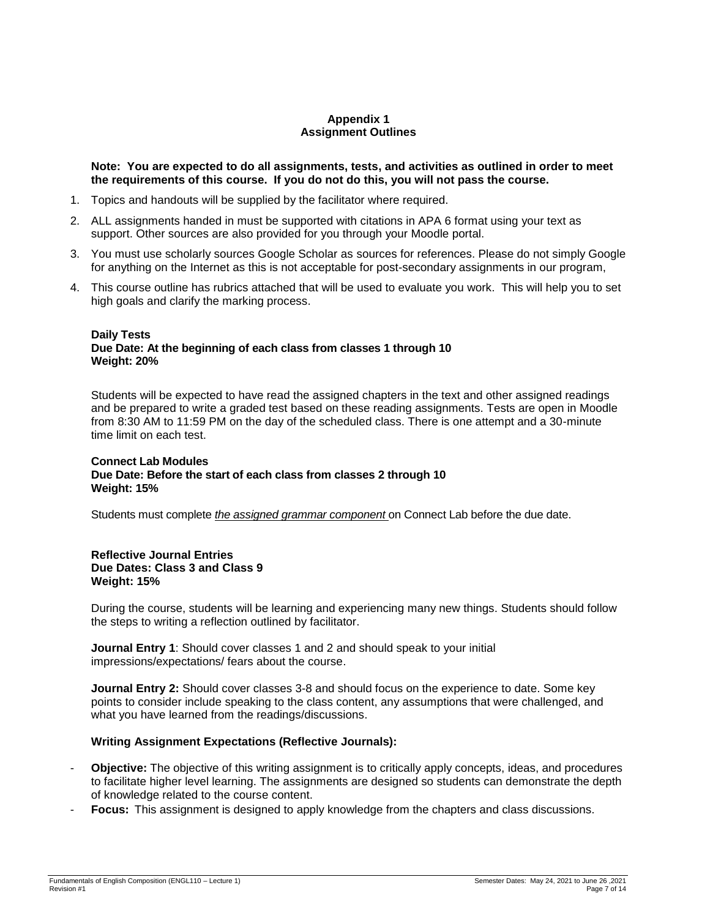# Appendix 1
# Assignment Outlines

**Note: You are expected to do all assignments, tests, and activities as outlined in order to meet the requirements of this course. If you do not do this, you will not pass the course.**

1. Topics and handouts will be supplied by the facilitator where required.
2. ALL assignments handed in must be supported with citations in APA 6 format using your text as support. Other sources are also provided for you through your Moodle portal.
3. You must use scholarly sources Google Scholar as sources for references. Please do not simply Google for anything on the Internet as this is not acceptable for post-secondary assignments in our program,
4. This course outline has rubrics attached that will be used to evaluate you work. This will help you to set high goals and clarify the marking process.

**Daily Tests**
**Due Date: At the beginning of each class from classes 1 through 10**
**Weight: 20%**

Students will be expected to have read the assigned chapters in the text and other assigned readings and be prepared to write a graded test based on these reading assignments. Tests are open in Moodle from 8:30 AM to 11:59 PM on the day of the scheduled class. There is one attempt and a 30-minute time limit on each test.

**Connect Lab Modules**
**Due Date: Before the start of each class from classes 2 through 10**
**Weight: 15%**

Students must complete *the assigned grammar component* on Connect Lab before the due date.

**Reflective Journal Entries**
**Due Dates: Class 3 and Class 9**
**Weight: 15%**

During the course, students will be learning and experiencing many new things. Students should follow the steps to writing a reflection outlined by facilitator.

**Journal Entry 1**: Should cover classes 1 and 2 and should speak to your initial impressions/expectations/ fears about the course.

**Journal Entry 2:** Should cover classes 3-8 and should focus on the experience to date. Some key points to consider include speaking to the class content, any assumptions that were challenged, and what you have learned from the readings/discussions.

**Writing Assignment Expectations (Reflective Journals):**

- **Objective:** The objective of this writing assignment is to critically apply concepts, ideas, and procedures to facilitate higher level learning. The assignments are designed so students can demonstrate the depth of knowledge related to the course content.
- **Focus:** This assignment is designed to apply knowledge from the chapters and class discussions.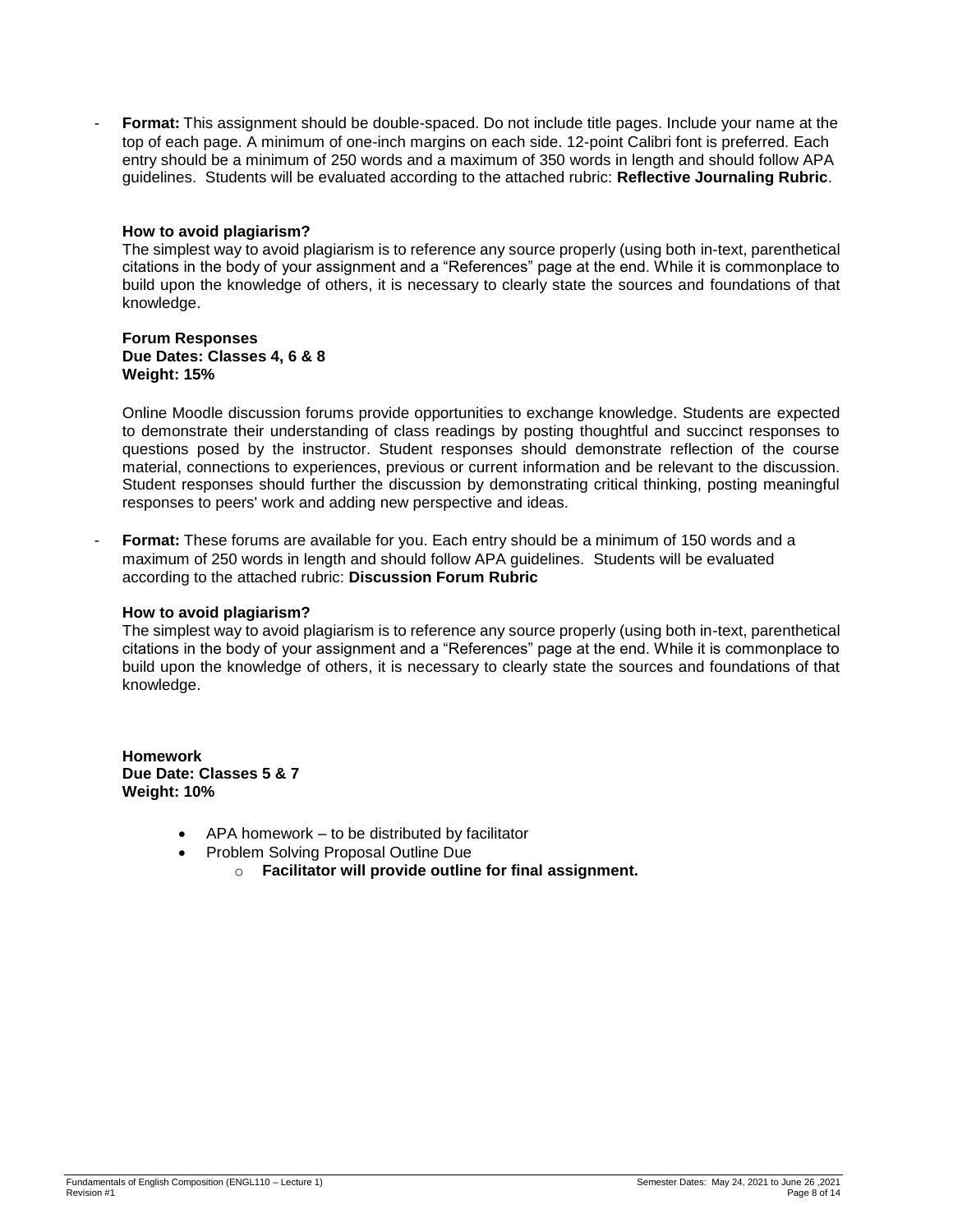- **Format:** This assignment should be double-spaced. Do not include title pages. Include your name at the top of each page. A minimum of one-inch margins on each side. 12-point Calibri font is preferred. Each entry should be a minimum of 250 words and a maximum of 350 words in length and should follow APA guidelines. Students will be evaluated according to the attached rubric: **Reflective Journaling Rubric**.

**How to avoid plagiarism?**

The simplest way to avoid plagiarism is to reference any source properly (using both in-text, parenthetical citations in the body of your assignment and a "References" page at the end. While it is commonplace to build upon the knowledge of others, it is necessary to clearly state the sources and foundations of that knowledge.

**Forum Responses**
**Due Dates: Classes 4, 6 & 8**
**Weight: 15%**

Online Moodle discussion forums provide opportunities to exchange knowledge. Students are expected to demonstrate their understanding of class readings by posting thoughtful and succinct responses to questions posed by the instructor. Student responses should demonstrate reflection of the course material, connections to experiences, previous or current information and be relevant to the discussion. Student responses should further the discussion by demonstrating critical thinking, posting meaningful responses to peers' work and adding new perspective and ideas.

- **Format:** These forums are available for you. Each entry should be a minimum of 150 words and a maximum of 250 words in length and should follow APA guidelines. Students will be evaluated according to the attached rubric: **Discussion Forum Rubric**

**How to avoid plagiarism?**

The simplest way to avoid plagiarism is to reference any source properly (using both in-text, parenthetical citations in the body of your assignment and a "References" page at the end. While it is commonplace to build upon the knowledge of others, it is necessary to clearly state the sources and foundations of that knowledge.

**Homework**
**Due Date: Classes 5 & 7**
**Weight: 10%**

- APA homework – to be distributed by facilitator
- Problem Solving Proposal Outline Due
  - **Facilitator will provide outline for final assignment.**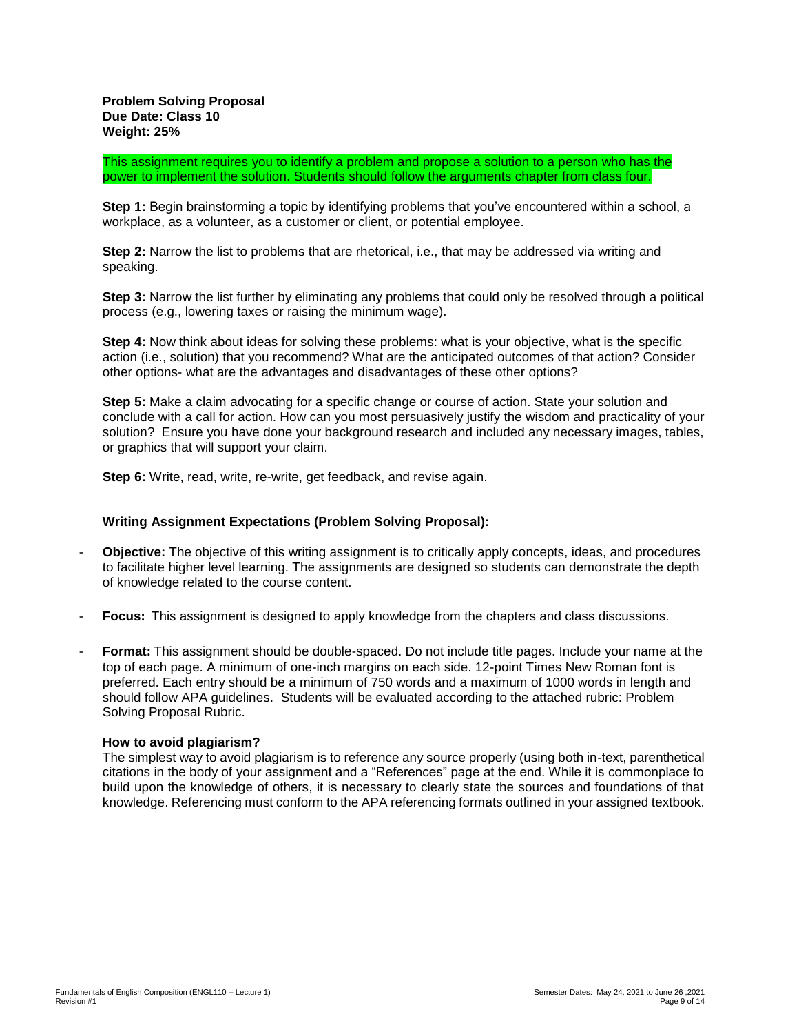**Problem Solving Proposal**
**Due Date: Class 10**
**Weight: 25%**

This assignment requires you to identify a problem and propose a solution to a person who has the power to implement the solution. Students should follow the arguments chapter from class four.

**Step 1:** Begin brainstorming a topic by identifying problems that you've encountered within a school, a workplace, as a volunteer, as a customer or client, or potential employee.

**Step 2:** Narrow the list to problems that are rhetorical, i.e., that may be addressed via writing and speaking.

**Step 3:** Narrow the list further by eliminating any problems that could only be resolved through a political process (e.g., lowering taxes or raising the minimum wage).

**Step 4:** Now think about ideas for solving these problems: what is your objective, what is the specific action (i.e., solution) that you recommend? What are the anticipated outcomes of that action? Consider other options- what are the advantages and disadvantages of these other options?

**Step 5:** Make a claim advocating for a specific change or course of action. State your solution and conclude with a call for action. How can you most persuasively justify the wisdom and practicality of your solution? Ensure you have done your background research and included any necessary images, tables, or graphics that will support your claim.

**Step 6:** Write, read, write, re-write, get feedback, and revise again.

**Writing Assignment Expectations (Problem Solving Proposal):**

- **Objective:** The objective of this writing assignment is to critically apply concepts, ideas, and procedures to facilitate higher level learning. The assignments are designed so students can demonstrate the depth of knowledge related to the course content.
- **Focus:** This assignment is designed to apply knowledge from the chapters and class discussions.
- **Format:** This assignment should be double-spaced. Do not include title pages. Include your name at the top of each page. A minimum of one-inch margins on each side. 12-point Times New Roman font is preferred. Each entry should be a minimum of 750 words and a maximum of 1000 words in length and should follow APA guidelines. Students will be evaluated according to the attached rubric: Problem Solving Proposal Rubric.

**How to avoid plagiarism?**

The simplest way to avoid plagiarism is to reference any source properly (using both in-text, parenthetical citations in the body of your assignment and a "References" page at the end. While it is commonplace to build upon the knowledge of others, it is necessary to clearly state the sources and foundations of that knowledge. Referencing must conform to the APA referencing formats outlined in your assigned textbook.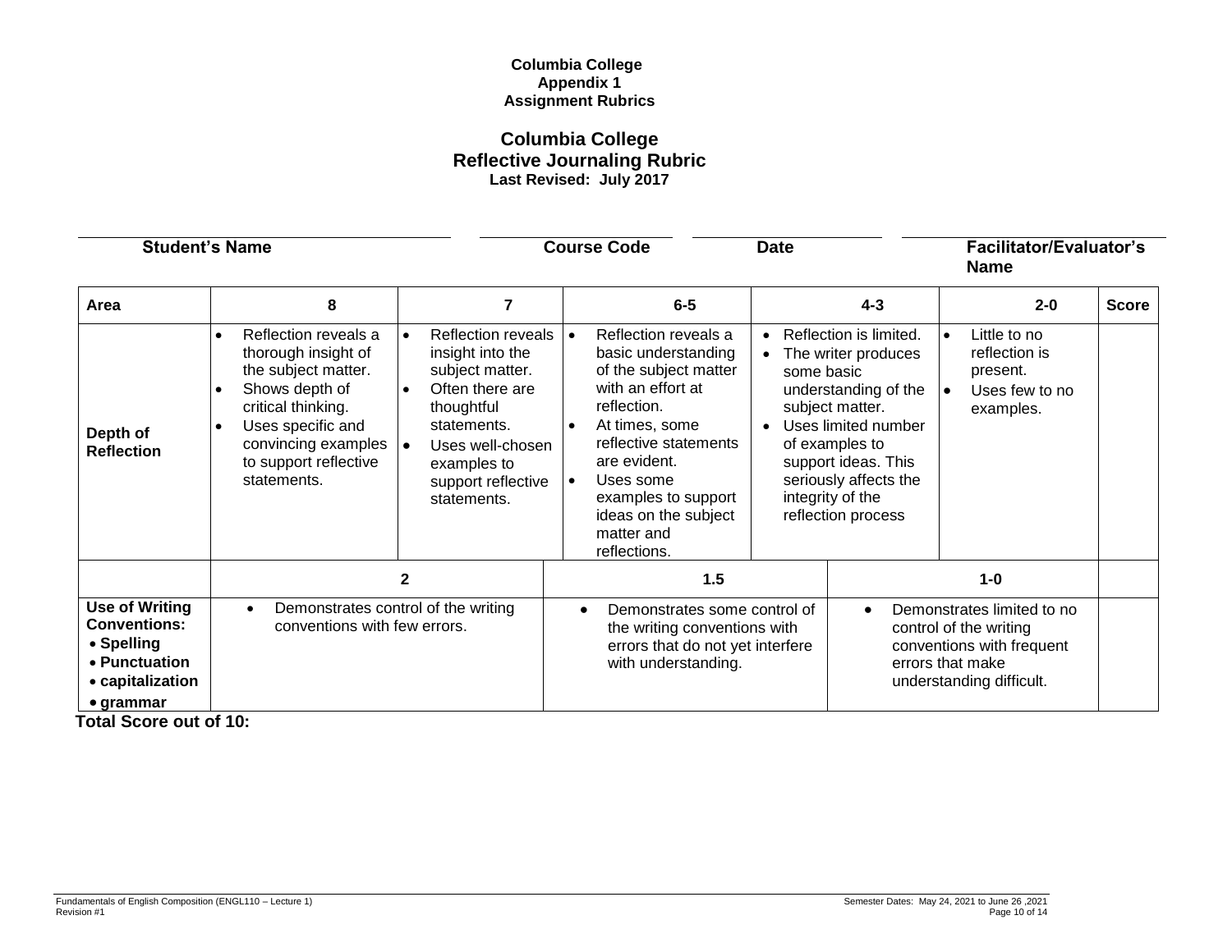**Columbia College**
**Appendix 1**
**Assignment Rubrics**

## Columbia College
## Reflective Journaling Rubric
**Last Revised: July 2017**

| Student's Name | Course Code | Date | Facilitator/Evaluator's Name |
|---|---|---|---|
| | | | |

| Area | 8 | 7 | 6-5 | 4-3 | 2-0 | Score |
|---|---|---|---|---|---|---|
| **Depth of Reflection** | • Reflection reveals a thorough insight of the subject matter.<br>• Shows depth of critical thinking.<br>• Uses specific and convincing examples to support reflective statements. | • Reflection reveals insight into the subject matter.<br>• Often there are thoughtful statements.<br>• Uses well-chosen examples to support reflective statements. | • Reflection reveals a basic understanding of the subject matter with an effort at reflection.<br>• At times, some reflective statements are evident.<br>• Uses some examples to support ideas on the subject matter and reflections. | • Reflection is limited.<br>• The writer produces some basic understanding of the subject matter.<br>• Uses limited number of examples to support ideas. This seriously affects the integrity of the reflection process | • Little to no reflection is present.<br>• Uses few to no examples. | |

| | 2 | 1.5 | 1-0 | |
|---|---|---|---|---|
| **Use of Writing Conventions:**<br>• **Spelling**<br>• **Punctuation**<br>• **capitalization**<br>• **grammar** | • Demonstrates control of the writing conventions with few errors. | • Demonstrates some control of the writing conventions with errors that do not yet interfere with understanding. | • Demonstrates limited to no control of the writing conventions with frequent errors that make understanding difficult. | |

**Total Score out of 10:**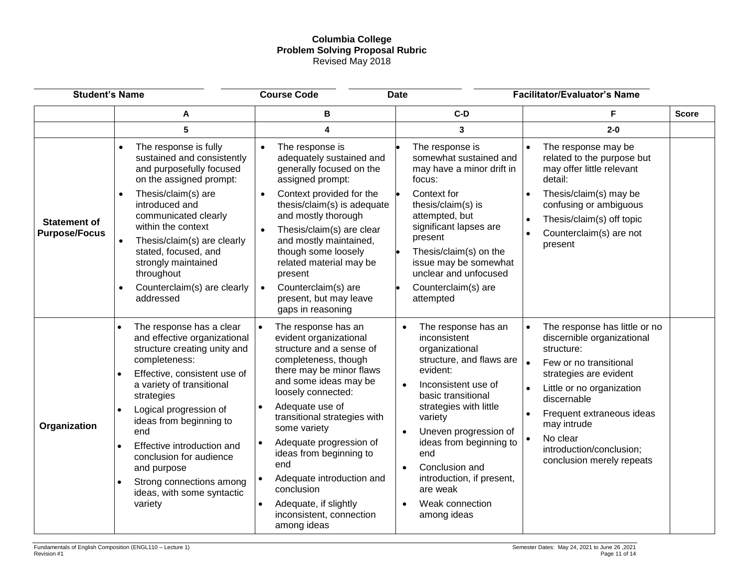**Columbia College**
**Problem Solving Proposal Rubric**
Revised May 2018

| Student's Name | Course Code | Date | Facilitator/Evaluator's Name |
|---|---|---|---|
| | | | |

| | A | B | C-D | F | Score |
|---|---|---|---|---|---|
| | 5 | 4 | 3 | 2-0 | |
| **Statement of Purpose/Focus** | • The response is fully sustained and consistently and purposefully focused on the assigned prompt:<br>• Thesis/claim(s) are introduced and communicated clearly within the context<br>• Thesis/claim(s) are clearly stated, focused, and strongly maintained throughout<br>• Counterclaim(s) are clearly addressed | • The response is adequately sustained and generally focused on the assigned prompt:<br>• Context provided for the thesis/claim(s) is adequate and mostly thorough<br>• Thesis/claim(s) are clear and mostly maintained, though some loosely related material may be present<br>• Counterclaim(s) are present, but may leave gaps in reasoning | • The response is somewhat sustained and may have a minor drift in focus:<br>• Context for thesis/claim(s) is attempted, but significant lapses are present<br>• Thesis/claim(s) on the issue may be somewhat unclear and unfocused<br>• Counterclaim(s) are attempted | • The response may be related to the purpose but may offer little relevant detail:<br>• Thesis/claim(s) may be confusing or ambiguous<br>• Thesis/claim(s) off topic<br>• Counterclaim(s) are not present | |
| **Organization** | • The response has a clear and effective organizational structure creating unity and completeness:<br>• Effective, consistent use of a variety of transitional strategies<br>• Logical progression of ideas from beginning to end<br>• Effective introduction and conclusion for audience and purpose<br>• Strong connections among ideas, with some syntactic variety | • The response has an evident organizational structure and a sense of completeness, though there may be minor flaws and some ideas may be loosely connected:<br>• Adequate use of transitional strategies with some variety<br>• Adequate progression of ideas from beginning to end<br>• Adequate introduction and conclusion<br>• Adequate, if slightly inconsistent, connection among ideas | • The response has an inconsistent organizational structure, and flaws are evident:<br>• Inconsistent use of basic transitional strategies with little variety<br>• Uneven progression of ideas from beginning to end<br>• Conclusion and introduction, if present, are weak<br>• Weak connection among ideas | • The response has little or no discernible organizational structure:<br>• Few or no transitional strategies are evident<br>• Little or no organization discernable<br>• Frequent extraneous ideas may intrude<br>• No clear introduction/conclusion; conclusion merely repeats | |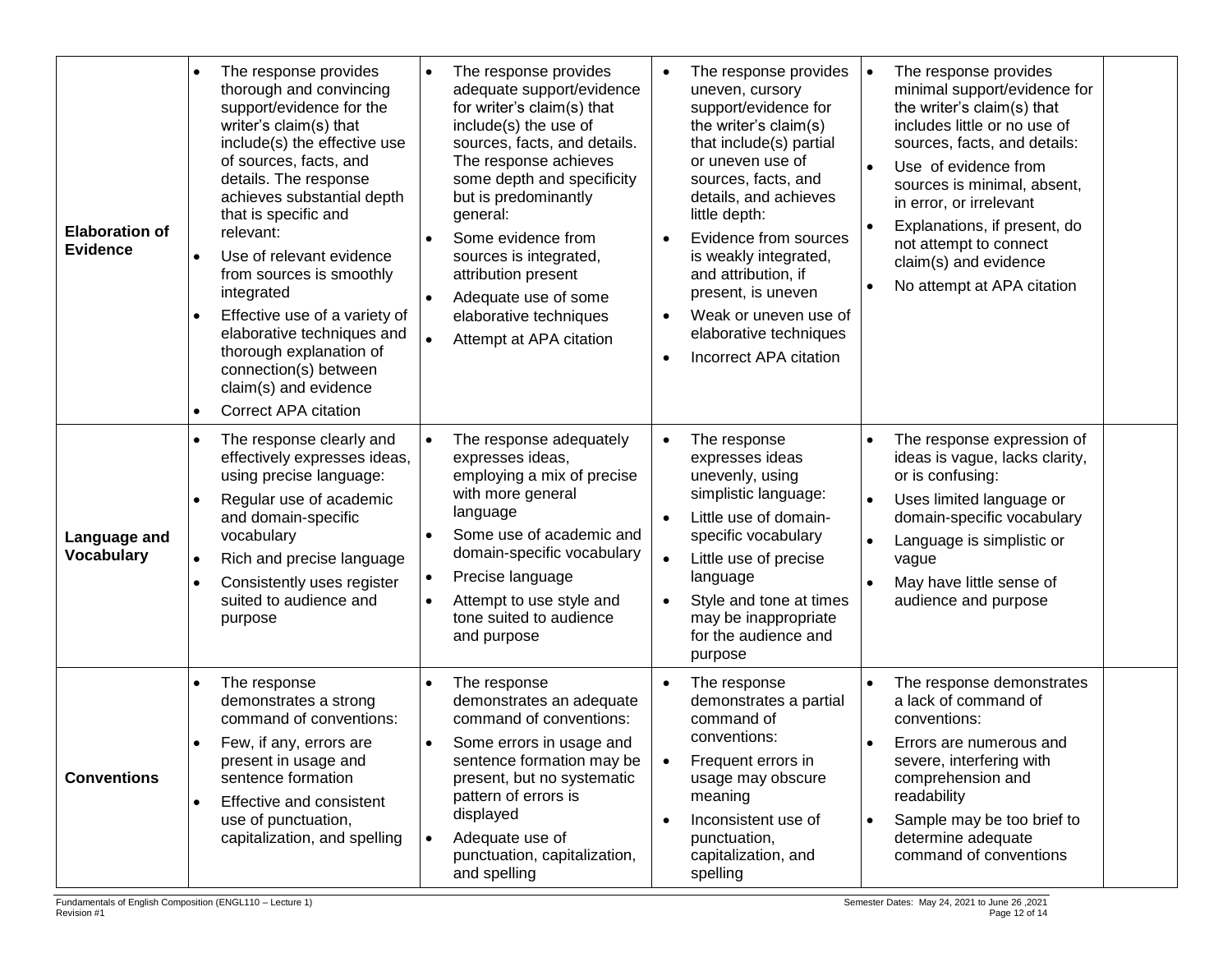| | | | | | |
|---|---|---|---|---|---|
| **Elaboration of Evidence** | • The response provides thorough and convincing support/evidence for the writer's claim(s) that include(s) the effective use of sources, facts, and details. The response achieves substantial depth that is specific and relevant:<br>• Use of relevant evidence from sources is smoothly integrated<br>• Effective use of a variety of elaborative techniques and thorough explanation of connection(s) between claim(s) and evidence<br>• Correct APA citation | • The response provides adequate support/evidence for writer's claim(s) that include(s) the use of sources, facts, and details. The response achieves some depth and specificity but is predominantly general:<br>• Some evidence from sources is integrated, attribution present<br>• Adequate use of some elaborative techniques<br>• Attempt at APA citation | • The response provides uneven, cursory support/evidence for the writer's claim(s) that include(s) partial or uneven use of sources, facts, and details, and achieves little depth:<br>• Evidence from sources is weakly integrated, and attribution, if present, is uneven<br>• Weak or uneven use of elaborative techniques<br>• Incorrect APA citation | • The response provides minimal support/evidence for the writer's claim(s) that includes little or no use of sources, facts, and details:<br>• Use of evidence from sources is minimal, absent, in error, or irrelevant<br>• Explanations, if present, do not attempt to connect claim(s) and evidence<br>• No attempt at APA citation | |
| **Language and Vocabulary** | • The response clearly and effectively expresses ideas, using precise language:<br>• Regular use of academic and domain-specific vocabulary<br>• Rich and precise language<br>• Consistently uses register suited to audience and purpose | • The response adequately expresses ideas, employing a mix of precise with more general language<br>• Some use of academic and domain-specific vocabulary<br>• Precise language<br>• Attempt to use style and tone suited to audience and purpose | • The response expresses ideas unevenly, using simplistic language:<br>• Little use of domain-specific vocabulary<br>• Little use of precise language<br>• Style and tone at times may be inappropriate for the audience and purpose | • The response expression of ideas is vague, lacks clarity, or is confusing:<br>• Uses limited language or domain-specific vocabulary<br>• Language is simplistic or vague<br>• May have little sense of audience and purpose | |
| **Conventions** | • The response demonstrates a strong command of conventions:<br>• Few, if any, errors are present in usage and sentence formation<br>• Effective and consistent use of punctuation, capitalization, and spelling | • The response demonstrates an adequate command of conventions:<br>• Some errors in usage and sentence formation may be present, but no systematic pattern of errors is displayed<br>• Adequate use of punctuation, capitalization, and spelling | • The response demonstrates a partial command of conventions:<br>• Frequent errors in usage may obscure meaning<br>• Inconsistent use of punctuation, capitalization, and spelling | • The response demonstrates a lack of command of conventions:<br>• Errors are numerous and severe, interfering with comprehension and readability<br>• Sample may be too brief to determine adequate command of conventions | |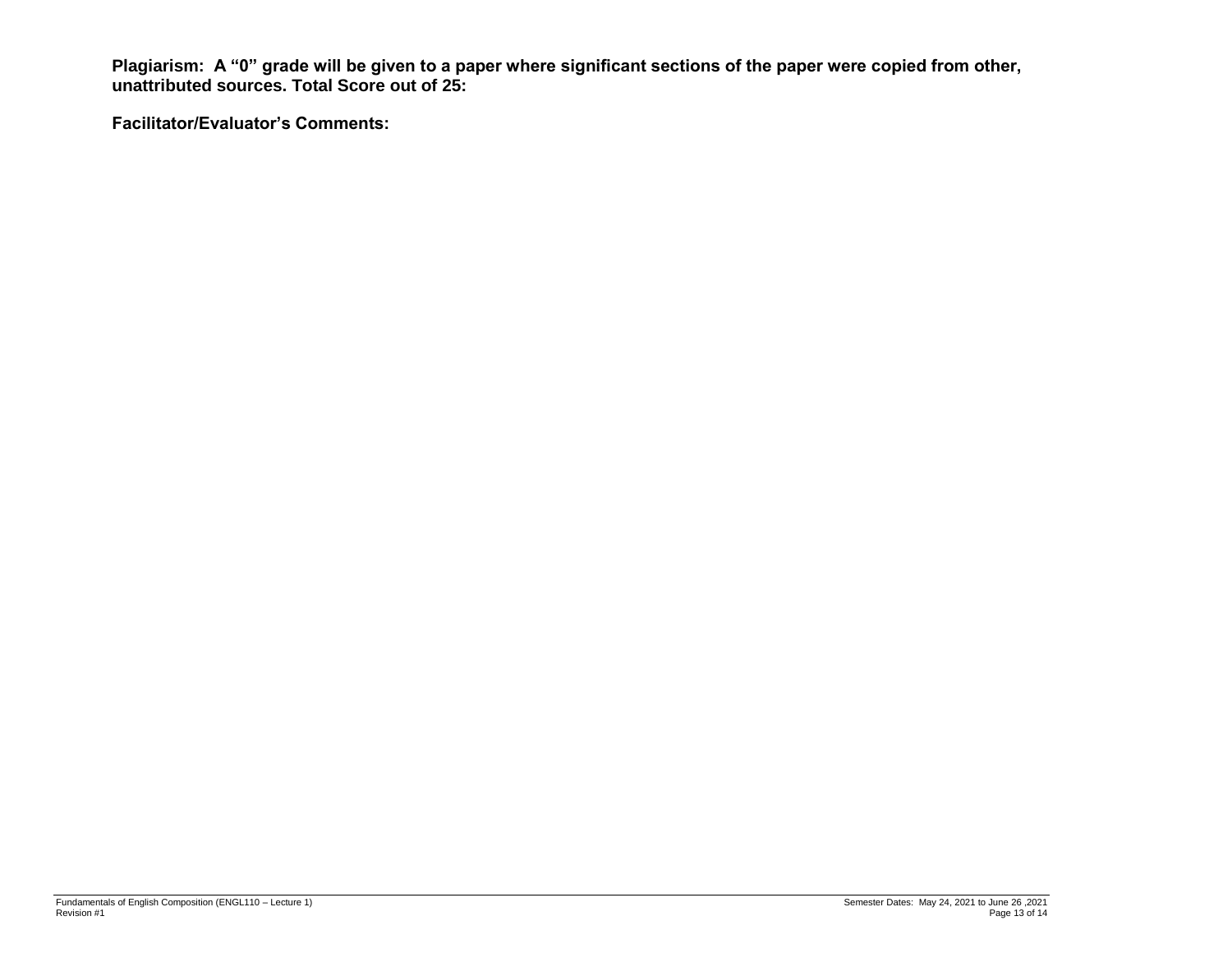**Plagiarism: A "0" grade will be given to a paper where significant sections of the paper were copied from other, unattributed sources. Total Score out of 25:**

**Facilitator/Evaluator's Comments:**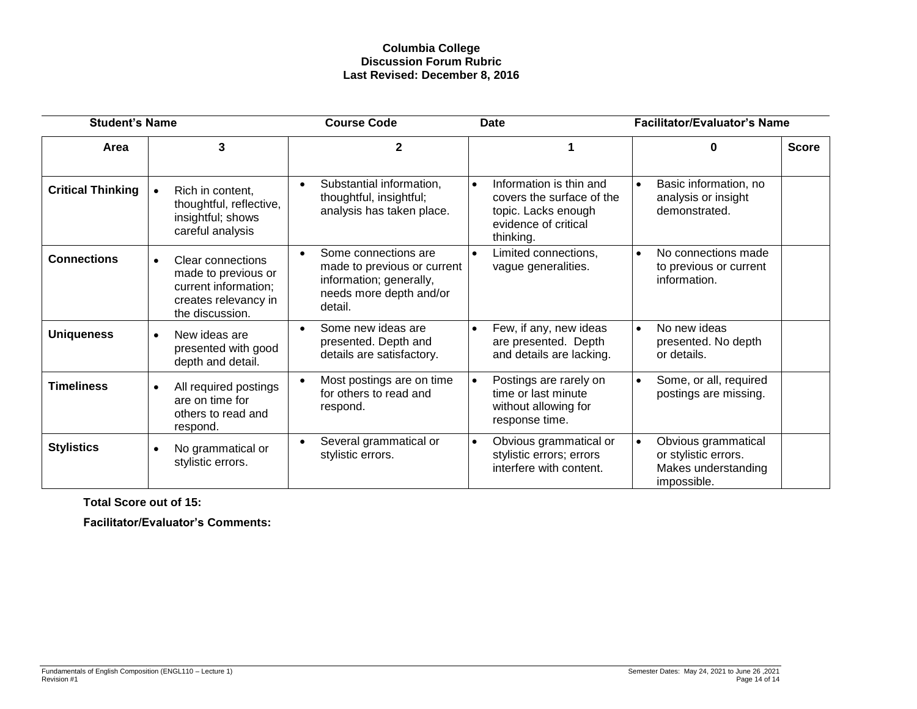**Columbia College**
**Discussion Forum Rubric**
**Last Revised: December 8, 2016**

| Student's Name | Course Code | Date | Facilitator/Evaluator's Name |
|---|---|---|---|
| | | | |

| Area | 3 | 2 | 1 | 0 | Score |
|---|---|---|---|---|---|
| **Critical Thinking** | • Rich in content, thoughtful, reflective, insightful; shows careful analysis | • Substantial information, thoughtful, insightful; analysis has taken place. | • Information is thin and covers the surface of the topic. Lacks enough evidence of critical thinking. | • Basic information, no analysis or insight demonstrated. | |
| **Connections** | • Clear connections made to previous or current information; creates relevancy in the discussion. | • Some connections are made to previous or current information; generally, needs more depth and/or detail. | • Limited connections, vague generalities. | • No connections made to previous or current information. | |
| **Uniqueness** | • New ideas are presented with good depth and detail. | • Some new ideas are presented. Depth and details are satisfactory. | • Few, if any, new ideas are presented. Depth and details are lacking. | • No new ideas presented. No depth or details. | |
| **Timeliness** | • All required postings are on time for others to read and respond. | • Most postings are on time for others to read and respond. | • Postings are rarely on time or last minute without allowing for response time. | • Some, or all, required postings are missing. | |
| **Stylistics** | • No grammatical or stylistic errors. | • Several grammatical or stylistic errors. | • Obvious grammatical or stylistic errors; errors interfere with content. | • Obvious grammatical or stylistic errors. Makes understanding impossible. | |

**Total Score out of 15:**

**Facilitator/Evaluator's Comments:**